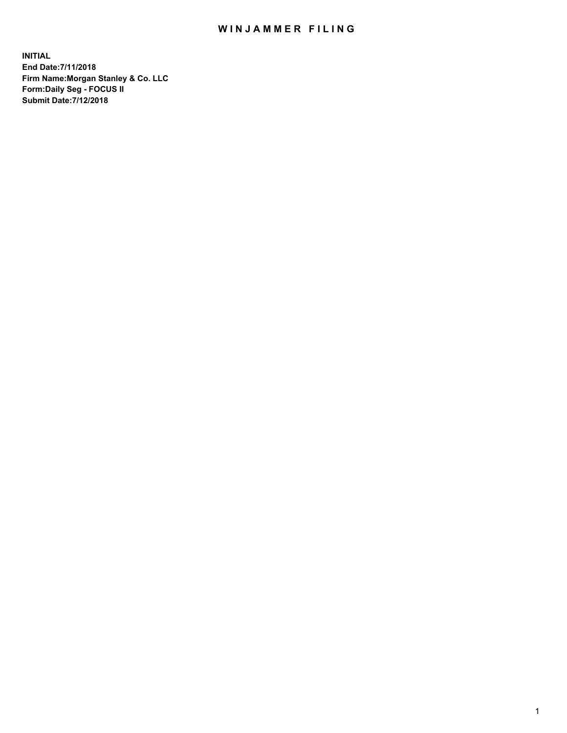# WINJAMMER FILING

**INITIAL**
**End Date:7/11/2018**
**Firm Name:Morgan Stanley & Co. LLC**
**Form:Daily Seg - FOCUS II**
**Submit Date:7/12/2018**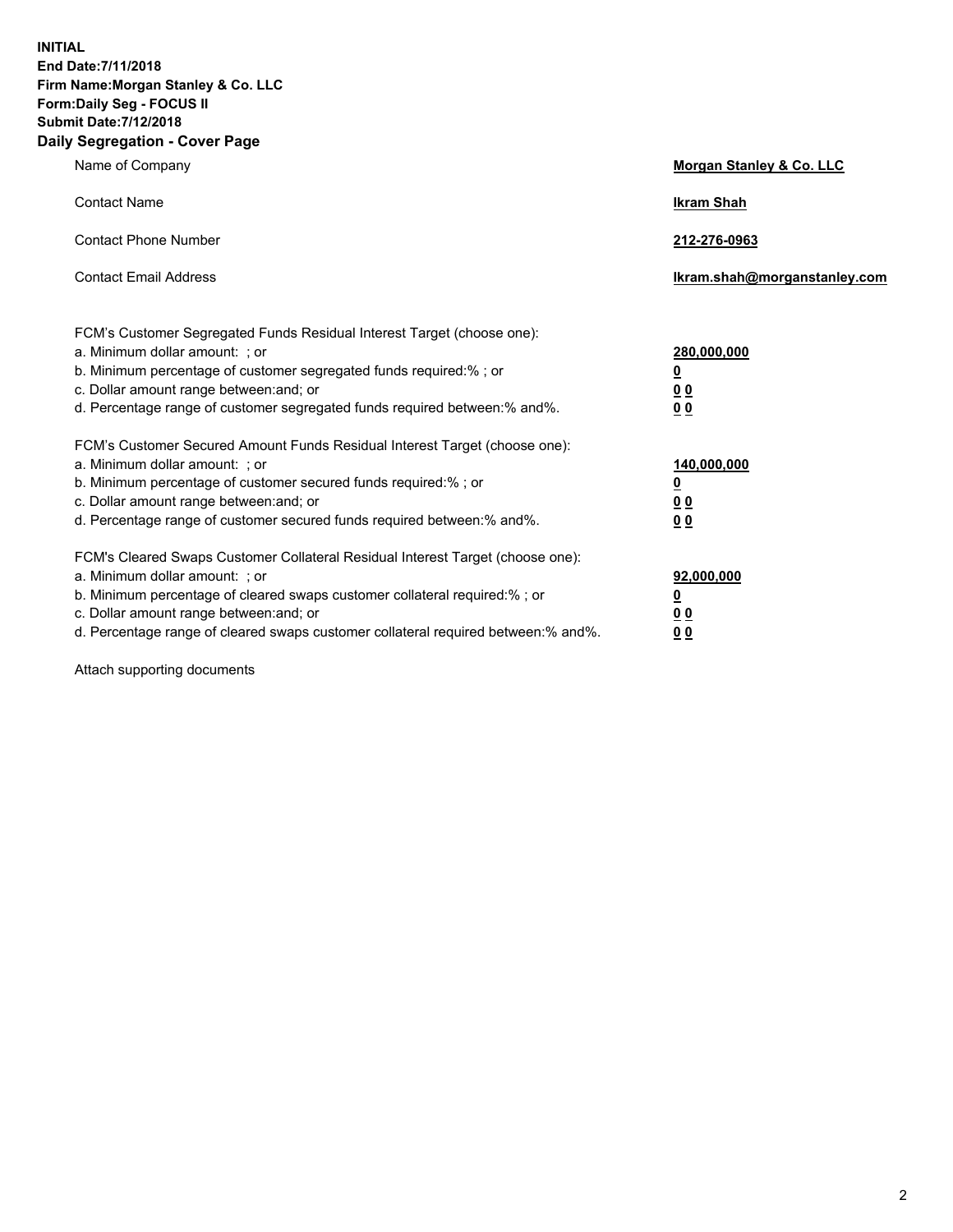**INITIAL**
**End Date:7/11/2018**
**Firm Name:Morgan Stanley & Co. LLC**
**Form:Daily Seg - FOCUS II**
**Submit Date:7/12/2018**

## Daily Segregation - Cover Page

| | |
|---|---|
| Name of Company | **Morgan Stanley & Co. LLC** |
| Contact Name | **Ikram Shah** |
| Contact Phone Number | **212-276-0963** |
| Contact Email Address | **Ikram.shah@morganstanley.com** |

| | |
|---|---|
| FCM's Customer Segregated Funds Residual Interest Target (choose one): | |
| a. Minimum dollar amount: ; or | **280,000,000** |
| b. Minimum percentage of customer segregated funds required:% ; or | **0** |
| c. Dollar amount range between:and; or | **0 0** |
| d. Percentage range of customer segregated funds required between:% and%. | **0 0** |
| FCM's Customer Secured Amount Funds Residual Interest Target (choose one): | |
| a. Minimum dollar amount: ; or | **140,000,000** |
| b. Minimum percentage of customer secured funds required:% ; or | **0** |
| c. Dollar amount range between:and; or | **0 0** |
| d. Percentage range of customer secured funds required between:% and%. | **0 0** |
| FCM's Cleared Swaps Customer Collateral Residual Interest Target (choose one): | |
| a. Minimum dollar amount: ; or | **92,000,000** |
| b. Minimum percentage of cleared swaps customer collateral required:% ; or | **0** |
| c. Dollar amount range between:and; or | **0 0** |
| d. Percentage range of cleared swaps customer collateral required between:% and%. | **0 0** |

Attach supporting documents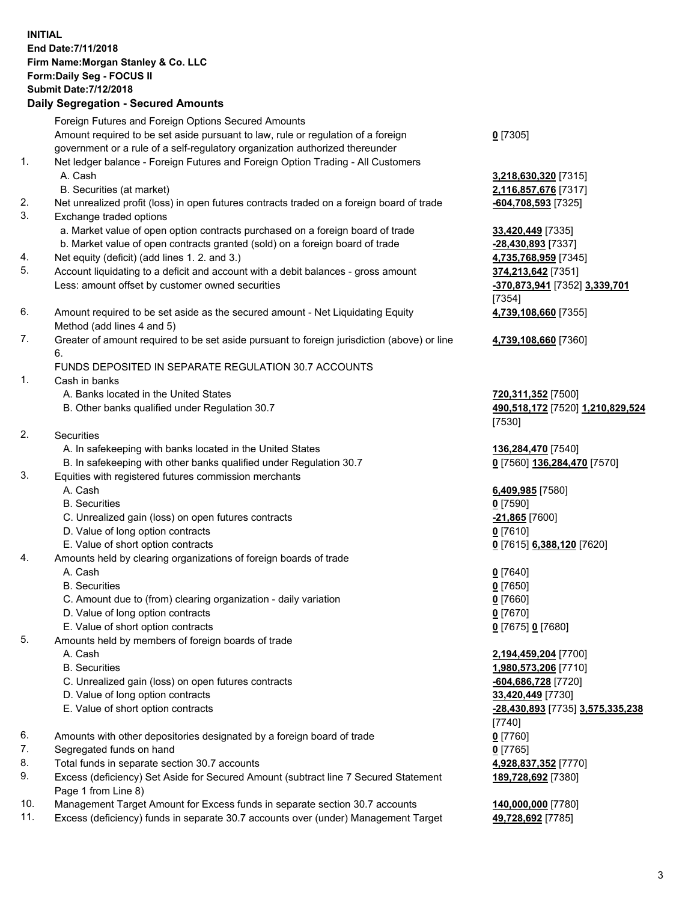**INITIAL**
**End Date:7/11/2018**
**Firm Name:Morgan Stanley & Co. LLC**
**Form:Daily Seg - FOCUS II**
**Submit Date:7/12/2018**
**Daily Segregation - Secured Amounts**

| | | |
|---|---|---|
| | Foreign Futures and Foreign Options Secured Amounts | |
| | Amount required to be set aside pursuant to law, rule or regulation of a foreign government or a rule of a self-regulatory organization authorized thereunder | **0** [7305] |
| 1. | Net ledger balance - Foreign Futures and Foreign Option Trading - All Customers | |
| | A. Cash | **3,218,630,320** [7315] |
| | B. Securities (at market) | **2,116,857,676** [7317] |
| 2. | Net unrealized profit (loss) in open futures contracts traded on a foreign board of trade | **-604,708,593** [7325] |
| 3. | Exchange traded options | |
| | a. Market value of open option contracts purchased on a foreign board of trade | **33,420,449** [7335] |
| | b. Market value of open contracts granted (sold) on a foreign board of trade | **-28,430,893** [7337] |
| 4. | Net equity (deficit) (add lines 1. 2. and 3.) | **4,735,768,959** [7345] |
| 5. | Account liquidating to a deficit and account with a debit balances - gross amount | **374,213,642** [7351] |
| | Less: amount offset by customer owned securities | **-370,873,941** [7352] **3,339,701** [7354] |
| 6. | Amount required to be set aside as the secured amount - Net Liquidating Equity Method (add lines 4 and 5) | **4,739,108,660** [7355] |
| 7. | Greater of amount required to be set aside pursuant to foreign jurisdiction (above) or line 6. | **4,739,108,660** [7360] |
| | FUNDS DEPOSITED IN SEPARATE REGULATION 30.7 ACCOUNTS | |
| 1. | Cash in banks | |
| | A. Banks located in the United States | **720,311,352** [7500] |
| | B. Other banks qualified under Regulation 30.7 | **490,518,172** [7520] **1,210,829,524** [7530] |
| 2. | Securities | |
| | A. In safekeeping with banks located in the United States | **136,284,470** [7540] |
| | B. In safekeeping with other banks qualified under Regulation 30.7 | **0** [7560] **136,284,470** [7570] |
| 3. | Equities with registered futures commission merchants | |
| | A. Cash | **6,409,985** [7580] |
| | B. Securities | **0** [7590] |
| | C. Unrealized gain (loss) on open futures contracts | **-21,865** [7600] |
| | D. Value of long option contracts | **0** [7610] |
| | E. Value of short option contracts | **0** [7615] **6,388,120** [7620] |
| 4. | Amounts held by clearing organizations of foreign boards of trade | |
| | A. Cash | **0** [7640] |
| | B. Securities | **0** [7650] |
| | C. Amount due to (from) clearing organization - daily variation | **0** [7660] |
| | D. Value of long option contracts | **0** [7670] |
| | E. Value of short option contracts | **0** [7675] **0** [7680] |
| 5. | Amounts held by members of foreign boards of trade | |
| | A. Cash | **2,194,459,204** [7700] |
| | B. Securities | **1,980,573,206** [7710] |
| | C. Unrealized gain (loss) on open futures contracts | **-604,686,728** [7720] |
| | D. Value of long option contracts | **33,420,449** [7730] |
| | E. Value of short option contracts | **-28,430,893** [7735] **3,575,335,238** [7740] |
| 6. | Amounts with other depositories designated by a foreign board of trade | **0** [7760] |
| 7. | Segregated funds on hand | **0** [7765] |
| 8. | Total funds in separate section 30.7 accounts | **4,928,837,352** [7770] |
| 9. | Excess (deficiency) Set Aside for Secured Amount (subtract line 7 Secured Statement Page 1 from Line 8) | **189,728,692** [7380] |
| 10. | Management Target Amount for Excess funds in separate section 30.7 accounts | **140,000,000** [7780] |
| 11. | Excess (deficiency) funds in separate 30.7 accounts over (under) Management Target | **49,728,692** [7785] |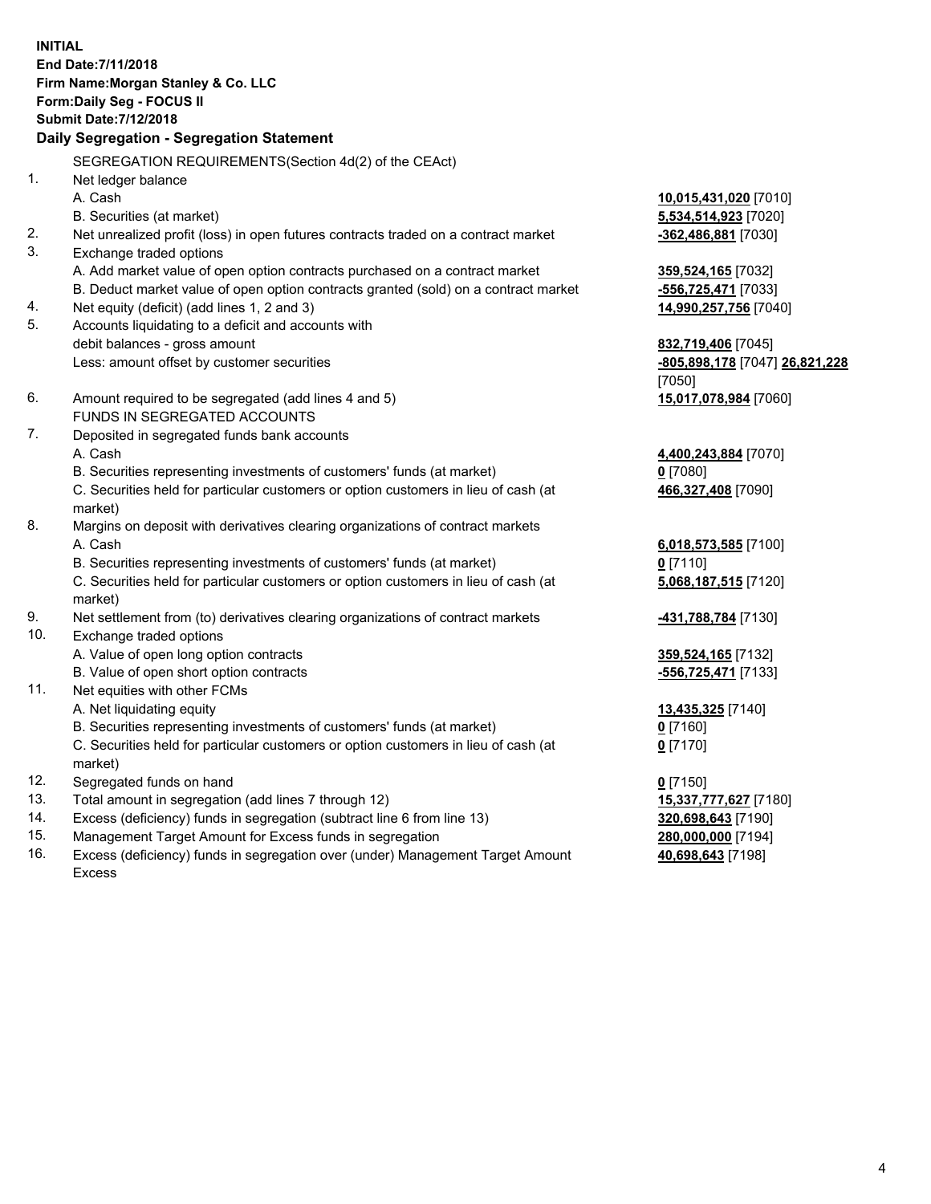**INITIAL**
**End Date:7/11/2018**
**Firm Name:Morgan Stanley & Co. LLC**
**Form:Daily Seg - FOCUS II**
**Submit Date:7/12/2018**

## Daily Segregation - Segregation Statement

SEGREGATION REQUIREMENTS(Section 4d(2) of the CEAct)

| | | |
|---|---|---|
| 1. | Net ledger balance | |
| | A. Cash | **10,015,431,020** [7010] |
| | B. Securities (at market) | **5,534,514,923** [7020] |
| 2. | Net unrealized profit (loss) in open futures contracts traded on a contract market | **-362,486,881** [7030] |
| 3. | Exchange traded options | |
| | A. Add market value of open option contracts purchased on a contract market | **359,524,165** [7032] |
| | B. Deduct market value of open option contracts granted (sold) on a contract market | **-556,725,471** [7033] |
| 4. | Net equity (deficit) (add lines 1, 2 and 3) | **14,990,257,756** [7040] |
| 5. | Accounts liquidating to a deficit and accounts with debit balances - gross amount | **832,719,406** [7045] |
| | Less: amount offset by customer securities | **-805,898,178** [7047] **26,821,228** [7050] |
| 6. | Amount required to be segregated (add lines 4 and 5) | **15,017,078,984** [7060] |
| | FUNDS IN SEGREGATED ACCOUNTS | |
| 7. | Deposited in segregated funds bank accounts | |
| | A. Cash | **4,400,243,884** [7070] |
| | B. Securities representing investments of customers' funds (at market) | **0** [7080] |
| | C. Securities held for particular customers or option customers in lieu of cash (at market) | **466,327,408** [7090] |
| 8. | Margins on deposit with derivatives clearing organizations of contract markets | |
| | A. Cash | **6,018,573,585** [7100] |
| | B. Securities representing investments of customers' funds (at market) | **0** [7110] |
| | C. Securities held for particular customers or option customers in lieu of cash (at market) | **5,068,187,515** [7120] |
| 9. | Net settlement from (to) derivatives clearing organizations of contract markets | **-431,788,784** [7130] |
| 10. | Exchange traded options | |
| | A. Value of open long option contracts | **359,524,165** [7132] |
| | B. Value of open short option contracts | **-556,725,471** [7133] |
| 11. | Net equities with other FCMs | |
| | A. Net liquidating equity | **13,435,325** [7140] |
| | B. Securities representing investments of customers' funds (at market) | **0** [7160] |
| | C. Securities held for particular customers or option customers in lieu of cash (at market) | **0** [7170] |
| 12. | Segregated funds on hand | **0** [7150] |
| 13. | Total amount in segregation (add lines 7 through 12) | **15,337,777,627** [7180] |
| 14. | Excess (deficiency) funds in segregation (subtract line 6 from line 13) | **320,698,643** [7190] |
| 15. | Management Target Amount for Excess funds in segregation | **280,000,000** [7194] |
| 16. | Excess (deficiency) funds in segregation over (under) Management Target Amount Excess | **40,698,643** [7198] |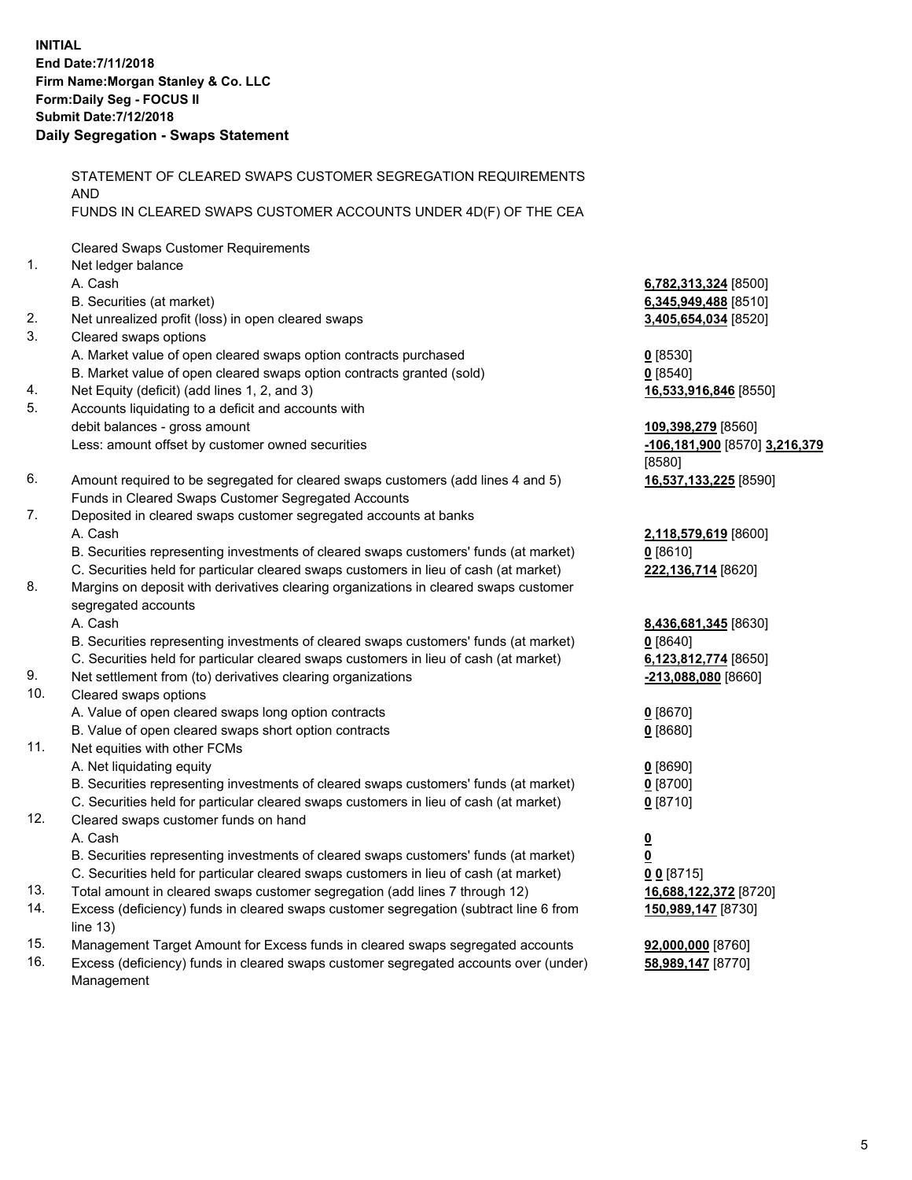**INITIAL**
**End Date:7/11/2018**
**Firm Name:Morgan Stanley & Co. LLC**
**Form:Daily Seg - FOCUS II**
**Submit Date:7/12/2018**
**Daily Segregation - Swaps Statement**

STATEMENT OF CLEARED SWAPS CUSTOMER SEGREGATION REQUIREMENTS AND FUNDS IN CLEARED SWAPS CUSTOMER ACCOUNTS UNDER 4D(F) OF THE CEA

| | | |
|---|---|---|
| | Cleared Swaps Customer Requirements | |
| 1. | Net ledger balance | |
| | A. Cash | **6,782,313,324** [8500] |
| | B. Securities (at market) | **6,345,949,488** [8510] |
| 2. | Net unrealized profit (loss) in open cleared swaps | **3,405,654,034** [8520] |
| 3. | Cleared swaps options | |
| | A. Market value of open cleared swaps option contracts purchased | **0** [8530] |
| | B. Market value of open cleared swaps option contracts granted (sold) | **0** [8540] |
| 4. | Net Equity (deficit) (add lines 1, 2, and 3) | **16,533,916,846** [8550] |
| 5. | Accounts liquidating to a deficit and accounts with debit balances - gross amount | **109,398,279** [8560] |
| | Less: amount offset by customer owned securities | **-106,181,900** [8570] **3,216,379** [8580] |
| 6. | Amount required to be segregated for cleared swaps customers (add lines 4 and 5) | **16,537,133,225** [8590] |
| | Funds in Cleared Swaps Customer Segregated Accounts | |
| 7. | Deposited in cleared swaps customer segregated accounts at banks | |
| | A. Cash | **2,118,579,619** [8600] |
| | B. Securities representing investments of cleared swaps customers' funds (at market) | **0** [8610] |
| | C. Securities held for particular cleared swaps customers in lieu of cash (at market) | **222,136,714** [8620] |
| 8. | Margins on deposit with derivatives clearing organizations in cleared swaps customer segregated accounts | |
| | A. Cash | **8,436,681,345** [8630] |
| | B. Securities representing investments of cleared swaps customers' funds (at market) | **0** [8640] |
| | C. Securities held for particular cleared swaps customers in lieu of cash (at market) | **6,123,812,774** [8650] |
| 9. | Net settlement from (to) derivatives clearing organizations | **-213,088,080** [8660] |
| 10. | Cleared swaps options | |
| | A. Value of open cleared swaps long option contracts | **0** [8670] |
| | B. Value of open cleared swaps short option contracts | **0** [8680] |
| 11. | Net equities with other FCMs | |
| | A. Net liquidating equity | **0** [8690] |
| | B. Securities representing investments of cleared swaps customers' funds (at market) | **0** [8700] |
| | C. Securities held for particular cleared swaps customers in lieu of cash (at market) | **0** [8710] |
| 12. | Cleared swaps customer funds on hand | |
| | A. Cash | **0** |
| | B. Securities representing investments of cleared swaps customers' funds (at market) | **0** |
| | C. Securities held for particular cleared swaps customers in lieu of cash (at market) | **0** **0** [8715] |
| 13. | Total amount in cleared swaps customer segregation (add lines 7 through 12) | **16,688,122,372** [8720] |
| 14. | Excess (deficiency) funds in cleared swaps customer segregation (subtract line 6 from line 13) | **150,989,147** [8730] |
| 15. | Management Target Amount for Excess funds in cleared swaps segregated accounts | **92,000,000** [8760] |
| 16. | Excess (deficiency) funds in cleared swaps customer segregated accounts over (under) Management | **58,989,147** [8770] |